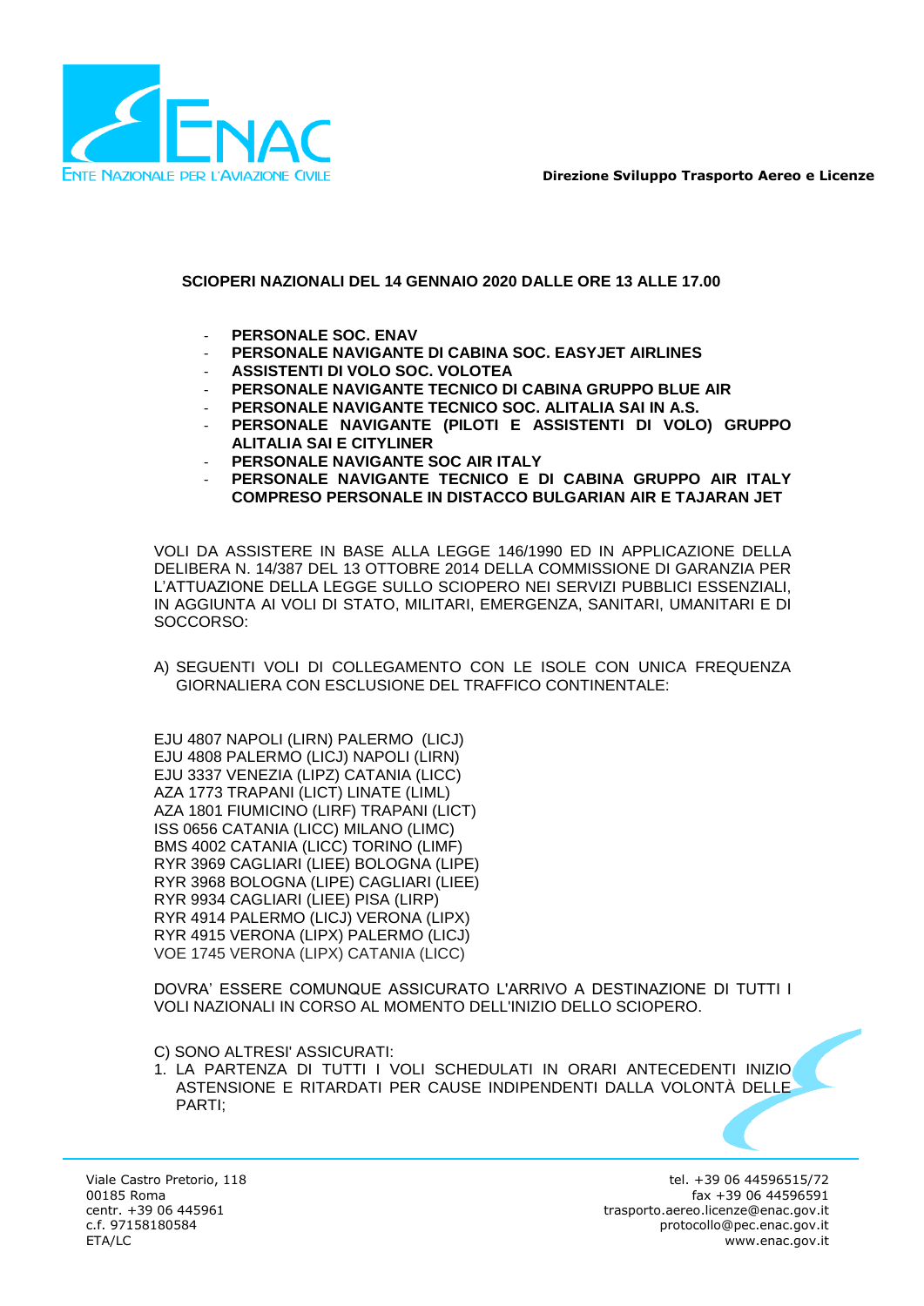**Direzione Sviluppo Trasporto Aereo e Licenze**

## SCIOPERI NAZIONALI DEL 14 GENNAIO 2020 DALLE ORE 13 ALLE 17.00

- **PERSONALE SOC. ENAV**
- **PERSONALE NAVIGANTE DI CABINA SOC. EASYJET AIRLINES**
- **ASSISTENTI DI VOLO SOC. VOLOTEA**
- **PERSONALE NAVIGANTE TECNICO DI CABINA GRUPPO BLUE AIR**
- **PERSONALE NAVIGANTE TECNICO SOC. ALITALIA SAI IN A.S.**
- **PERSONALE NAVIGANTE (PILOTI E ASSISTENTI DI VOLO) GRUPPO ALITALIA SAI E CITYLINER**
- **PERSONALE NAVIGANTE SOC AIR ITALY**
- **PERSONALE NAVIGANTE TECNICO E DI CABINA GRUPPO AIR ITALY COMPRESO PERSONALE IN DISTACCO BULGARIAN AIR E TAJARAN JET**

VOLI DA ASSISTERE IN BASE ALLA LEGGE 146/1990 ED IN APPLICAZIONE DELLA DELIBERA N. 14/387 DEL 13 OTTOBRE 2014 DELLA COMMISSIONE DI GARANZIA PER L'ATTUAZIONE DELLA LEGGE SULLO SCIOPERO NEI SERVIZI PUBBLICI ESSENZIALI, IN AGGIUNTA AI VOLI DI STATO, MILITARI, EMERGENZA, SANITARI, UMANITARI E DI SOCCORSO:

A) SEGUENTI VOLI DI COLLEGAMENTO CON LE ISOLE CON UNICA FREQUENZA GIORNALIERA CON ESCLUSIONE DEL TRAFFICO CONTINENTALE:

EJU 4807 NAPOLI (LIRN) PALERMO (LICJ)
EJU 4808 PALERMO (LICJ) NAPOLI (LIRN)
EJU 3337 VENEZIA (LIPZ) CATANIA (LICC)
AZA 1773 TRAPANI (LICT) LINATE (LIML)
AZA 1801 FIUMICINO (LIRF) TRAPANI (LICT)
ISS 0656 CATANIA (LICC) MILANO (LIMC)
BMS 4002 CATANIA (LICC) TORINO (LIMF)
RYR 3969 CAGLIARI (LIEE) BOLOGNA (LIPE)
RYR 3968 BOLOGNA (LIPE) CAGLIARI (LIEE)
RYR 9934 CAGLIARI (LIEE) PISA (LIRP)
RYR 4914 PALERMO (LICJ) VERONA (LIPX)
RYR 4915 VERONA (LIPX) PALERMO (LICJ)
VOE 1745 VERONA (LIPX) CATANIA (LICC)

DOVRA' ESSERE COMUNQUE ASSICURATO L'ARRIVO A DESTINAZIONE DI TUTTI I VOLI NAZIONALI IN CORSO AL MOMENTO DELL'INIZIO DELLO SCIOPERO.

C) SONO ALTRESI' ASSICURATI:

1. LA PARTENZA DI TUTTI I VOLI SCHEDULATI IN ORARI ANTECEDENTI INIZIO ASTENSIONE E RITARDATI PER CAUSE INDIPENDENTI DALLA VOLONTÀ DELLE PARTI;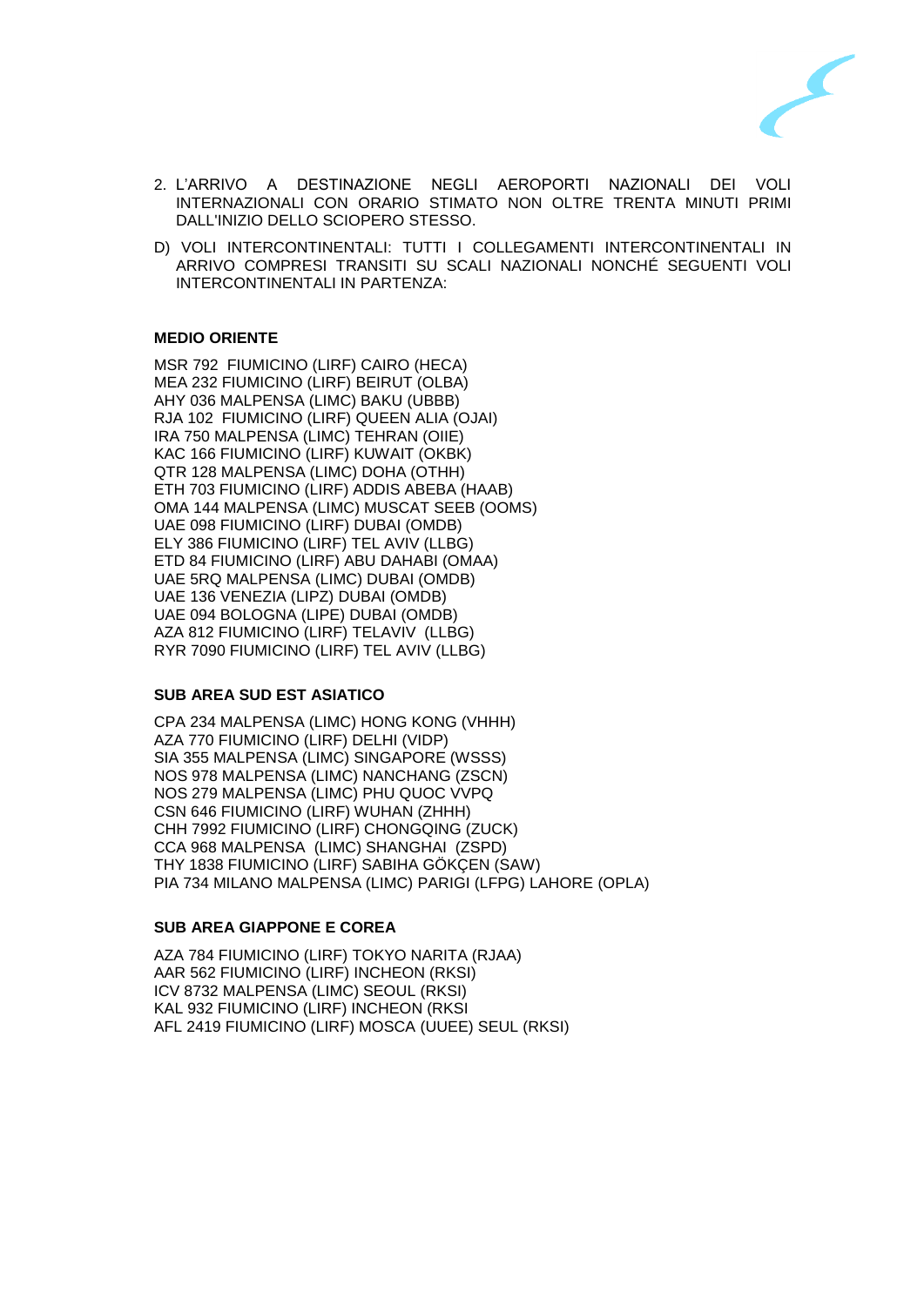2. L'ARRIVO A DESTINAZIONE NEGLI AEROPORTI NAZIONALI DEI VOLI INTERNAZIONALI CON ORARIO STIMATO NON OLTRE TRENTA MINUTI PRIMI DALL'INIZIO DELLO SCIOPERO STESSO.

D) VOLI INTERCONTINENTALI: TUTTI I COLLEGAMENTI INTERCONTINENTALI IN ARRIVO COMPRESI TRANSITI SU SCALI NAZIONALI NONCHÉ SEGUENTI VOLI INTERCONTINENTALI IN PARTENZA:

**MEDIO ORIENTE**

MSR 792 FIUMICINO (LIRF) CAIRO (HECA)
MEA 232 FIUMICINO (LIRF) BEIRUT (OLBA)
AHY 036 MALPENSA (LIMC) BAKU (UBBB)
RJA 102 FIUMICINO (LIRF) QUEEN ALIA (OJAI)
IRA 750 MALPENSA (LIMC) TEHRAN (OIIE)
KAC 166 FIUMICINO (LIRF) KUWAIT (OKBK)
QTR 128 MALPENSA (LIMC) DOHA (OTHH)
ETH 703 FIUMICINO (LIRF) ADDIS ABEBA (HAAB)
OMA 144 MALPENSA (LIMC) MUSCAT SEEB (OOMS)
UAE 098 FIUMICINO (LIRF) DUBAI (OMDB)
ELY 386 FIUMICINO (LIRF) TEL AVIV (LLBG)
ETD 84 FIUMICINO (LIRF) ABU DAHABI (OMAA)
UAE 5RQ MALPENSA (LIMC) DUBAI (OMDB)
UAE 136 VENEZIA (LIPZ) DUBAI (OMDB)
UAE 094 BOLOGNA (LIPE) DUBAI (OMDB)
AZA 812 FIUMICINO (LIRF) TELAVIV (LLBG)
RYR 7090 FIUMICINO (LIRF) TEL AVIV (LLBG)

**SUB AREA SUD EST ASIATICO**

CPA 234 MALPENSA (LIMC) HONG KONG (VHHH)
AZA 770 FIUMICINO (LIRF) DELHI (VIDP)
SIA 355 MALPENSA (LIMC) SINGAPORE (WSSS)
NOS 978 MALPENSA (LIMC) NANCHANG (ZSCN)
NOS 279 MALPENSA (LIMC) PHU QUOC VVPQ
CSN 646 FIUMICINO (LIRF) WUHAN (ZHHH)
CHH 7992 FIUMICINO (LIRF) CHONGQING (ZUCK)
CCA 968 MALPENSA (LIMC) SHANGHAI (ZSPD)
THY 1838 FIUMICINO (LIRF) SABIHA GÖKÇEN (SAW)
PIA 734 MILANO MALPENSA (LIMC) PARIGI (LFPG) LAHORE (OPLA)

**SUB AREA GIAPPONE E COREA**

AZA 784 FIUMICINO (LIRF) TOKYO NARITA (RJAA)
AAR 562 FIUMICINO (LIRF) INCHEON (RKSI)
ICV 8732 MALPENSA (LIMC) SEOUL (RKSI)
KAL 932 FIUMICINO (LIRF) INCHEON (RKSI
AFL 2419 FIUMICINO (LIRF) MOSCA (UUEE) SEUL (RKSI)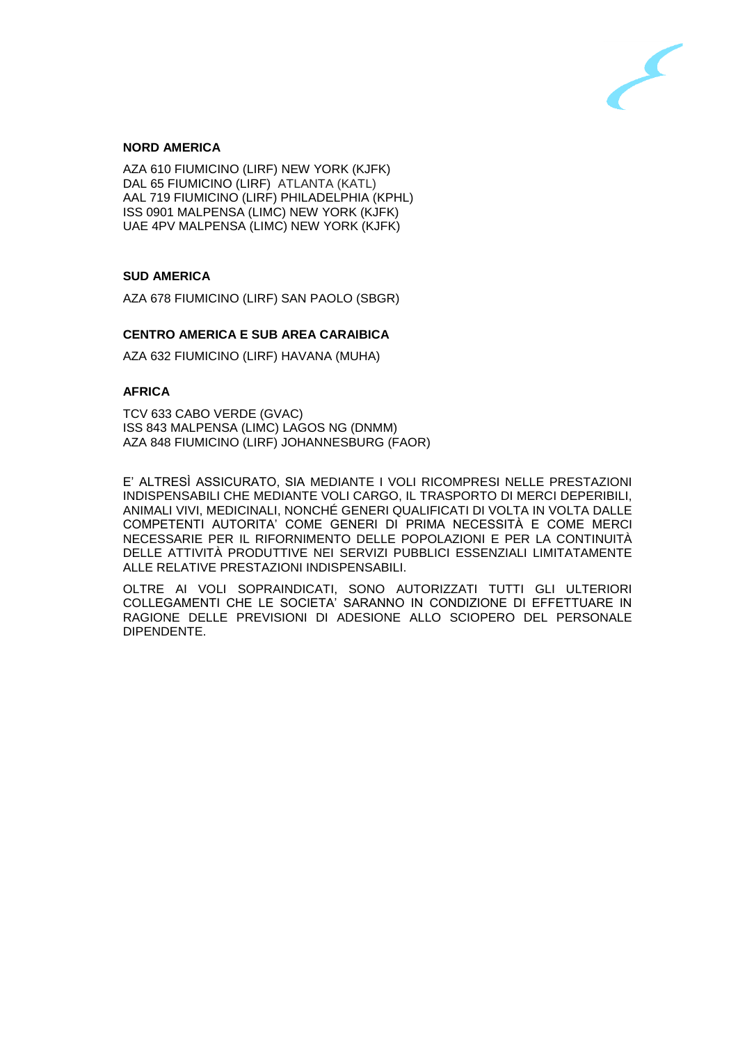**NORD AMERICA**

AZA 610 FIUMICINO (LIRF) NEW YORK (KJFK)
DAL 65 FIUMICINO (LIRF) ATLANTA (KATL)
AAL 719 FIUMICINO (LIRF) PHILADELPHIA (KPHL)
ISS 0901 MALPENSA (LIMC) NEW YORK (KJFK)
UAE 4PV MALPENSA (LIMC) NEW YORK (KJFK)

**SUD AMERICA**

AZA 678 FIUMICINO (LIRF) SAN PAOLO (SBGR)

**CENTRO AMERICA E SUB AREA CARAIBICA**

AZA 632 FIUMICINO (LIRF) HAVANA (MUHA)

**AFRICA**

TCV 633 CABO VERDE (GVAC)
ISS 843 MALPENSA (LIMC) LAGOS NG (DNMM)
AZA 848 FIUMICINO (LIRF) JOHANNESBURG (FAOR)

E' ALTRESÌ ASSICURATO, SIA MEDIANTE I VOLI RICOMPRESI NELLE PRESTAZIONI INDISPENSABILI CHE MEDIANTE VOLI CARGO, IL TRASPORTO DI MERCI DEPERIBILI, ANIMALI VIVI, MEDICINALI, NONCHÉ GENERI QUALIFICATI DI VOLTA IN VOLTA DALLE COMPETENTI AUTORITA' COME GENERI DI PRIMA NECESSITÀ E COME MERCI NECESSARIE PER IL RIFORNIMENTO DELLE POPOLAZIONI E PER LA CONTINUITÀ DELLE ATTIVITÀ PRODUTTIVE NEI SERVIZI PUBBLICI ESSENZIALI LIMITATAMENTE ALLE RELATIVE PRESTAZIONI INDISPENSABILI.

OLTRE AI VOLI SOPRAINDICATI, SONO AUTORIZZATI TUTTI GLI ULTERIORI COLLEGAMENTI CHE LE SOCIETA' SARANNO IN CONDIZIONE DI EFFETTUARE IN RAGIONE DELLE PREVISIONI DI ADESIONE ALLO SCIOPERO DEL PERSONALE DIPENDENTE.